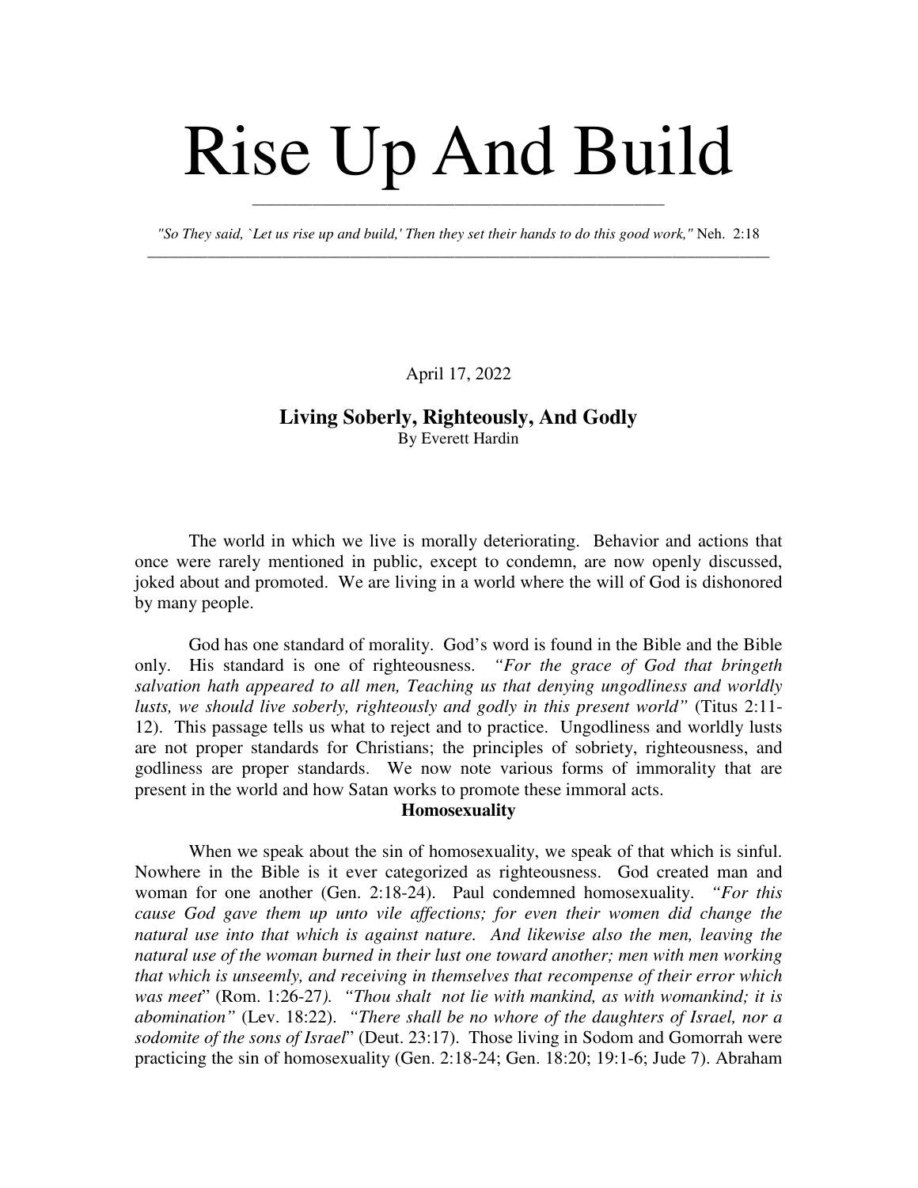# Rise Up And Build

*"So They said, `Let us rise up and build,' Then they set their hands to do this good work,"* Neh. 2:18

April 17, 2022

## Living Soberly, Righteously, And Godly

By Everett Hardin

The world in which we live is morally deteriorating. Behavior and actions that once were rarely mentioned in public, except to condemn, are now openly discussed, joked about and promoted. We are living in a world where the will of God is dishonored by many people.

God has one standard of morality. God's word is found in the Bible and the Bible only. His standard is one of righteousness. *"For the grace of God that bringeth salvation hath appeared to all men, Teaching us that denying ungodliness and worldly lusts, we should live soberly, righteously and godly in this present world"* (Titus 2:11-12). This passage tells us what to reject and to practice. Ungodliness and worldly lusts are not proper standards for Christians; the principles of sobriety, righteousness, and godliness are proper standards. We now note various forms of immorality that are present in the world and how Satan works to promote these immoral acts.

### Homosexuality

When we speak about the sin of homosexuality, we speak of that which is sinful. Nowhere in the Bible is it ever categorized as righteousness. God created man and woman for one another (Gen. 2:18-24). Paul condemned homosexuality. *"For this cause God gave them up unto vile affections; for even their women did change the natural use into that which is against nature. And likewise also the men, leaving the natural use of the woman burned in their lust one toward another; men with men working that which is unseemly, and receiving in themselves that recompense of their error which was meet*" (Rom. 1:26-27*). "Thou shalt not lie with mankind, as with womankind; it is abomination"* (Lev. 18:22). *"There shall be no whore of the daughters of Israel, nor a sodomite of the sons of Israel*" (Deut. 23:17). Those living in Sodom and Gomorrah were practicing the sin of homosexuality (Gen. 2:18-24; Gen. 18:20; 19:1-6; Jude 7). Abraham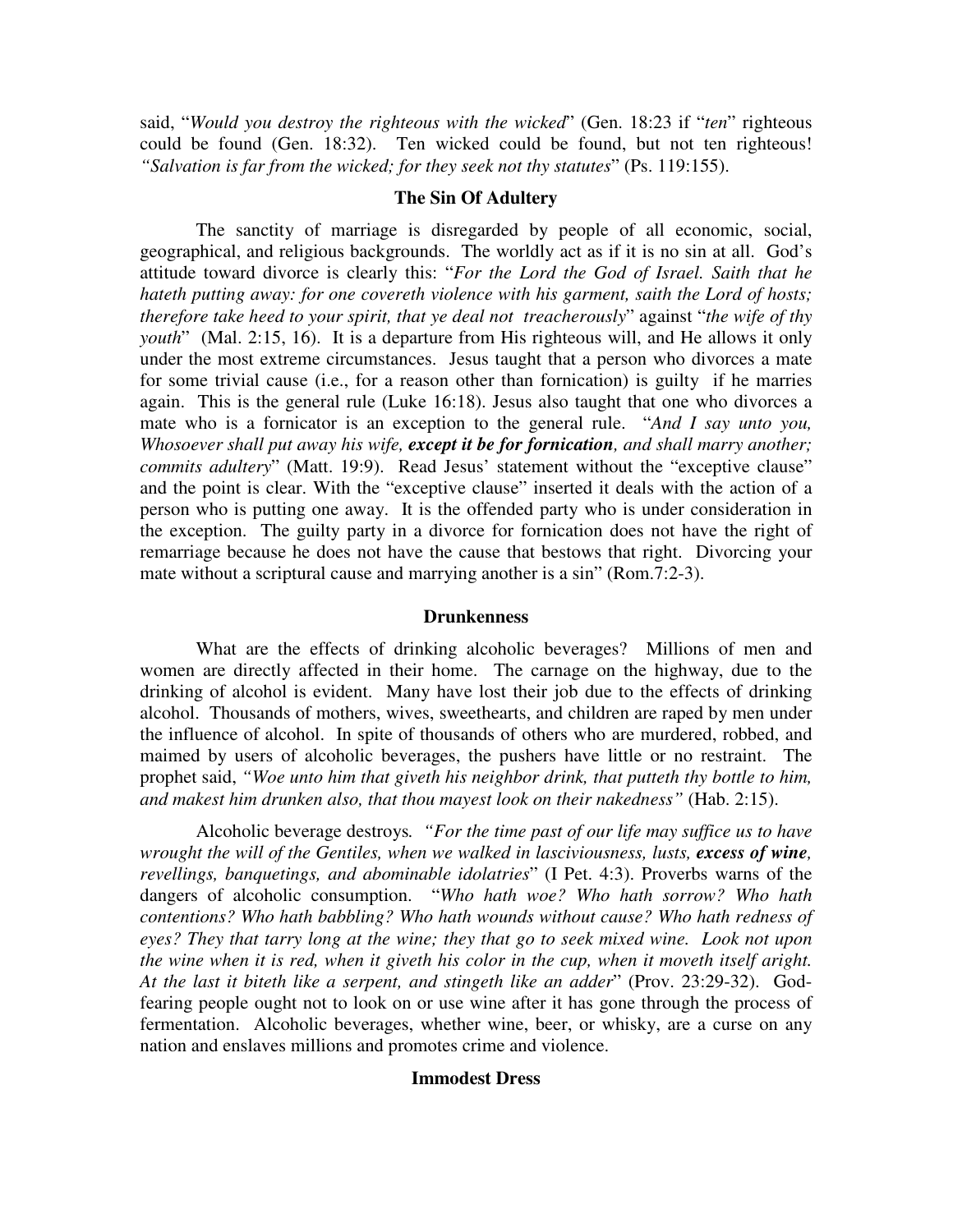said, "*Would you destroy the righteous with the wicked*" (Gen. 18:23 if "*ten*" righteous could be found (Gen. 18:32). Ten wicked could be found, but not ten righteous! *"Salvation is far from the wicked; for they seek not thy statutes*" (Ps. 119:155).

### The Sin Of Adultery

The sanctity of marriage is disregarded by people of all economic, social, geographical, and religious backgrounds. The worldly act as if it is no sin at all. God's attitude toward divorce is clearly this: "*For the Lord the God of Israel. Saith that he hateth putting away: for one covereth violence with his garment, saith the Lord of hosts; therefore take heed to your spirit, that ye deal not treacherously*" against "*the wife of thy youth*" (Mal. 2:15, 16). It is a departure from His righteous will, and He allows it only under the most extreme circumstances. Jesus taught that a person who divorces a mate for some trivial cause (i.e., for a reason other than fornication) is guilty if he marries again. This is the general rule (Luke 16:18). Jesus also taught that one who divorces a mate who is a fornicator is an exception to the general rule. "*And I say unto you, Whosoever shall put away his wife, **except it be for fornication**, and shall marry another; commits adultery*" (Matt. 19:9). Read Jesus' statement without the "exceptive clause" and the point is clear. With the "exceptive clause" inserted it deals with the action of a person who is putting one away. It is the offended party who is under consideration in the exception. The guilty party in a divorce for fornication does not have the right of remarriage because he does not have the cause that bestows that right. Divorcing your mate without a scriptural cause and marrying another is a sin" (Rom.7:2-3).

### Drunkenness

What are the effects of drinking alcoholic beverages? Millions of men and women are directly affected in their home. The carnage on the highway, due to the drinking of alcohol is evident. Many have lost their job due to the effects of drinking alcohol. Thousands of mothers, wives, sweethearts, and children are raped by men under the influence of alcohol. In spite of thousands of others who are murdered, robbed, and maimed by users of alcoholic beverages, the pushers have little or no restraint. The prophet said, *"Woe unto him that giveth his neighbor drink, that putteth thy bottle to him, and makest him drunken also, that thou mayest look on their nakedness"* (Hab. 2:15).

Alcoholic beverage destroys. *"For the time past of our life may suffice us to have wrought the will of the Gentiles, when we walked in lasciviousness, lusts, **excess of wine**, revellings, banquetings, and abominable idolatries*" (I Pet. 4:3). Proverbs warns of the dangers of alcoholic consumption. "*Who hath woe? Who hath sorrow? Who hath contentions? Who hath babbling? Who hath wounds without cause? Who hath redness of eyes? They that tarry long at the wine; they that go to seek mixed wine. Look not upon the wine when it is red, when it giveth his color in the cup, when it moveth itself aright. At the last it biteth like a serpent, and stingeth like an adder*" (Prov. 23:29-32). God-fearing people ought not to look on or use wine after it has gone through the process of fermentation. Alcoholic beverages, whether wine, beer, or whisky, are a curse on any nation and enslaves millions and promotes crime and violence.

### Immodest Dress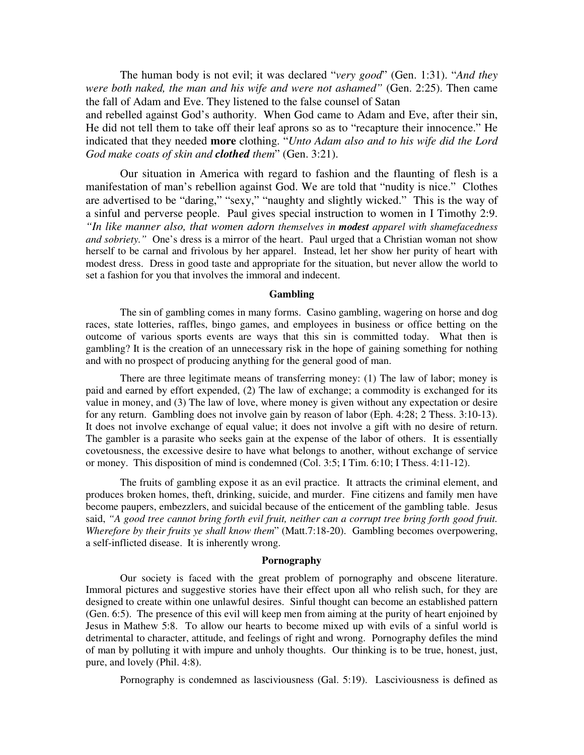The human body is not evil; it was declared "*very good*" (Gen. 1:31). "*And they were both naked, the man and his wife and were not ashamed"* (Gen. 2:25). Then came the fall of Adam and Eve. They listened to the false counsel of Satan and rebelled against God's authority. When God came to Adam and Eve, after their sin, He did not tell them to take off their leaf aprons so as to "recapture their innocence." He indicated that they needed **more** clothing. "*Unto Adam also and to his wife did the Lord God make coats of skin and **clothed** them*" (Gen. 3:21).

Our situation in America with regard to fashion and the flaunting of flesh is a manifestation of man's rebellion against God. We are told that "nudity is nice." Clothes are advertised to be "daring," "sexy," "naughty and slightly wicked." This is the way of a sinful and perverse people. Paul gives special instruction to women in I Timothy 2:9. *"In like manner also, that women adorn themselves in **modest** apparel with shamefacedness and sobriety."* One's dress is a mirror of the heart. Paul urged that a Christian woman not show herself to be carnal and frivolous by her apparel. Instead, let her show her purity of heart with modest dress. Dress in good taste and appropriate for the situation, but never allow the world to set a fashion for you that involves the immoral and indecent.

## Gambling

The sin of gambling comes in many forms. Casino gambling, wagering on horse and dog races, state lotteries, raffles, bingo games, and employees in business or office betting on the outcome of various sports events are ways that this sin is committed today. What then is gambling? It is the creation of an unnecessary risk in the hope of gaining something for nothing and with no prospect of producing anything for the general good of man.

There are three legitimate means of transferring money: (1) The law of labor; money is paid and earned by effort expended, (2) The law of exchange; a commodity is exchanged for its value in money, and (3) The law of love, where money is given without any expectation or desire for any return. Gambling does not involve gain by reason of labor (Eph. 4:28; 2 Thess. 3:10-13). It does not involve exchange of equal value; it does not involve a gift with no desire of return. The gambler is a parasite who seeks gain at the expense of the labor of others. It is essentially covetousness, the excessive desire to have what belongs to another, without exchange of service or money. This disposition of mind is condemned (Col. 3:5; I Tim. 6:10; I Thess. 4:11-12).

The fruits of gambling expose it as an evil practice. It attracts the criminal element, and produces broken homes, theft, drinking, suicide, and murder. Fine citizens and family men have become paupers, embezzlers, and suicidal because of the enticement of the gambling table. Jesus said, *"A good tree cannot bring forth evil fruit, neither can a corrupt tree bring forth good fruit. Wherefore by their fruits ye shall know them*" (Matt.7:18-20). Gambling becomes overpowering, a self-inflicted disease. It is inherently wrong.

## Pornography

Our society is faced with the great problem of pornography and obscene literature. Immoral pictures and suggestive stories have their effect upon all who relish such, for they are designed to create within one unlawful desires. Sinful thought can become an established pattern (Gen. 6:5). The presence of this evil will keep men from aiming at the purity of heart enjoined by Jesus in Mathew 5:8. To allow our hearts to become mixed up with evils of a sinful world is detrimental to character, attitude, and feelings of right and wrong. Pornography defiles the mind of man by polluting it with impure and unholy thoughts. Our thinking is to be true, honest, just, pure, and lovely (Phil. 4:8).

Pornography is condemned as lasciviousness (Gal. 5:19). Lasciviousness is defined as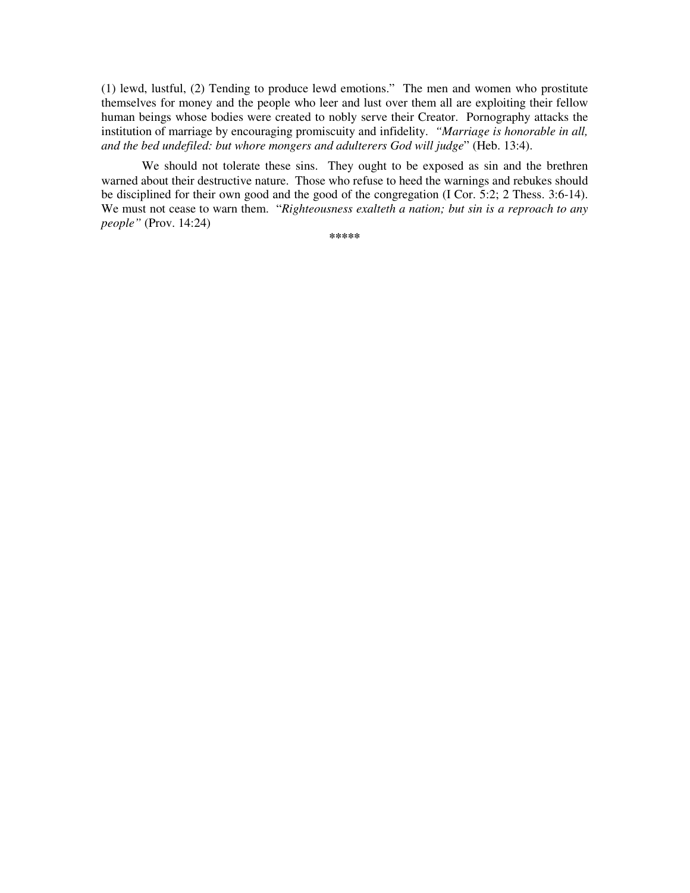(1) lewd, lustful, (2) Tending to produce lewd emotions." The men and women who prostitute themselves for money and the people who leer and lust over them all are exploiting their fellow human beings whose bodies were created to nobly serve their Creator. Pornography attacks the institution of marriage by encouraging promiscuity and infidelity. *"Marriage is honorable in all, and the bed undefiled: but whore mongers and adulterers God will judge*" (Heb. 13:4).

We should not tolerate these sins. They ought to be exposed as sin and the brethren warned about their destructive nature. Those who refuse to heed the warnings and rebukes should be disciplined for their own good and the good of the congregation (I Cor. 5:2; 2 Thess. 3:6-14). We must not cease to warn them. "*Righteousness exalteth a nation; but sin is a reproach to any people"* (Prov. 14:24)

*****